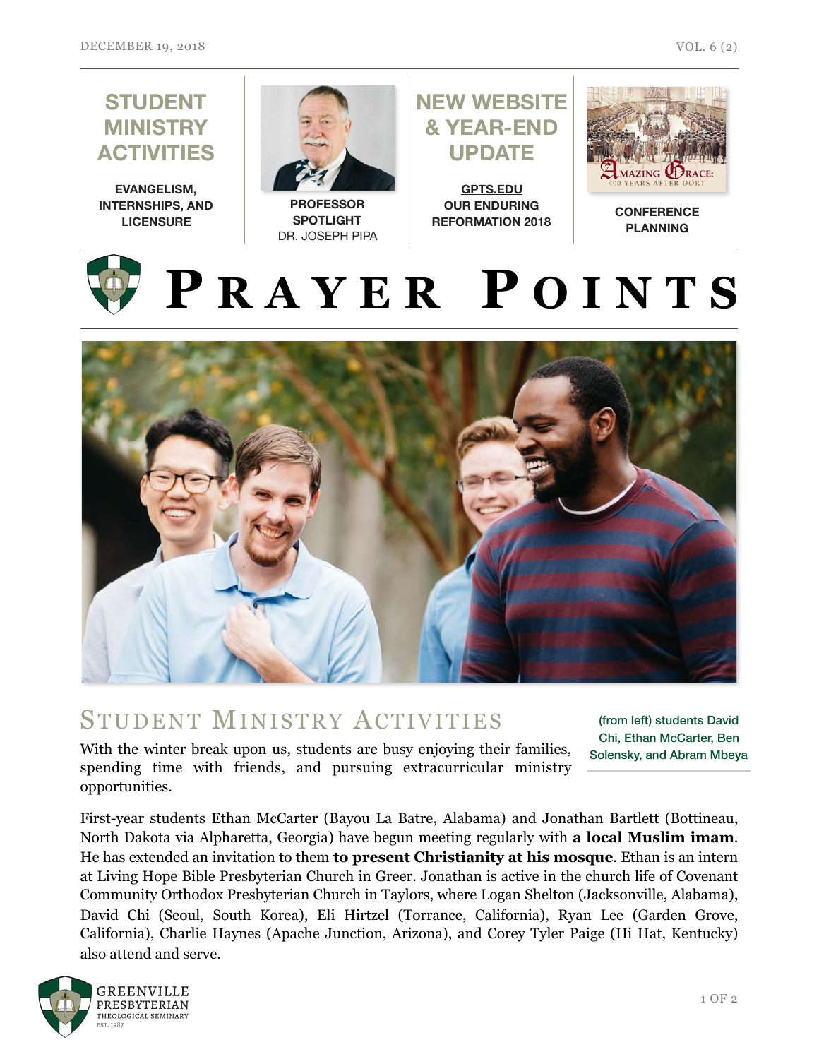**STUDENT MINISTRY ACTIVITIES**

EVANGELISM, INTERNSHIPS, AND LICENSURE

**PROFESSOR SPOTLIGHT**
DR. JOSEPH PIPA

**NEW WEBSITE & YEAR-END UPDATE**

GPTS.EDU
OUR ENDURING REFORMATION 2018

AMAZING GRACE: 400 YEARS AFTER DORT

**CONFERENCE PLANNING**

# PRAYER POINTS

(from left) students David Chi, Ethan McCarter, Ben Solensky, and Abram Mbeya

## STUDENT MINISTRY ACTIVITIES

With the winter break upon us, students are busy enjoying their families, spending time with friends, and pursuing extracurricular ministry opportunities.

First-year students Ethan McCarter (Bayou La Batre, Alabama) and Jonathan Bartlett (Bottineau, North Dakota via Alpharetta, Georgia) have begun meeting regularly with **a local Muslim imam**. He has extended an invitation to them **to present Christianity at his mosque**. Ethan is an intern at Living Hope Bible Presbyterian Church in Greer. Jonathan is active in the church life of Covenant Community Orthodox Presbyterian Church in Taylors, where Logan Shelton (Jacksonville, Alabama), David Chi (Seoul, South Korea), Eli Hirtzel (Torrance, California), Ryan Lee (Garden Grove, California), Charlie Haynes (Apache Junction, Arizona), and Corey Tyler Paige (Hi Hat, Kentucky) also attend and serve.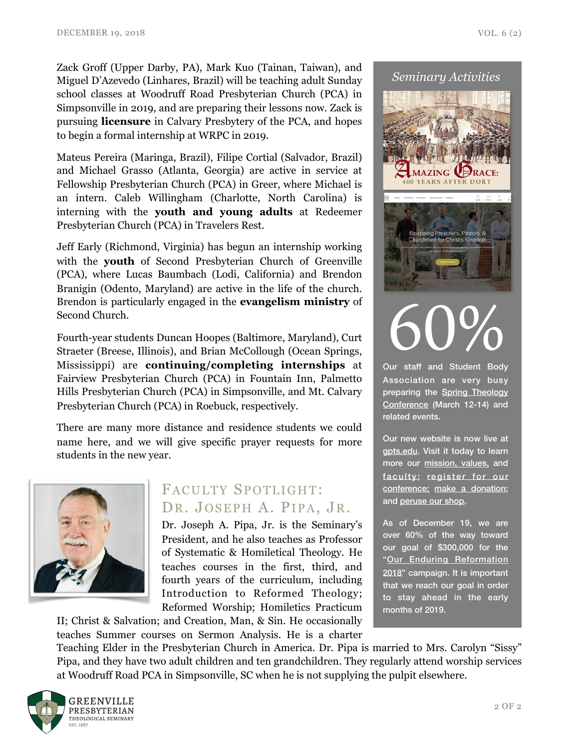Zack Groff (Upper Darby, PA), Mark Kuo (Tainan, Taiwan), and Miguel D'Azevedo (Linhares, Brazil) will be teaching adult Sunday school classes at Woodruff Road Presbyterian Church (PCA) in Simpsonville in 2019, and are preparing their lessons now. Zack is pursuing **licensure** in Calvary Presbytery of the PCA, and hopes to begin a formal internship at WRPC in 2019.

Mateus Pereira (Maringa, Brazil), Filipe Cortial (Salvador, Brazil) and Michael Grasso (Atlanta, Georgia) are active in service at Fellowship Presbyterian Church (PCA) in Greer, where Michael is an intern. Caleb Willingham (Charlotte, North Carolina) is interning with the **youth and young adults** at Redeemer Presbyterian Church (PCA) in Travelers Rest.

Jeff Early (Richmond, Virginia) has begun an internship working with the **youth** of Second Presbyterian Church of Greenville (PCA), where Lucas Baumbach (Lodi, California) and Brendon Branigin (Odento, Maryland) are active in the life of the church. Brendon is particularly engaged in the **evangelism ministry** of Second Church.

Fourth-year students Duncan Hoopes (Baltimore, Maryland), Curt Straeter (Breese, Illinois), and Brian McCollough (Ocean Springs, Mississippi) are **continuing/completing internships** at Fairview Presbyterian Church (PCA) in Fountain Inn, Palmetto Hills Presbyterian Church (PCA) in Simpsonville, and Mt. Calvary Presbyterian Church (PCA) in Roebuck, respectively.

There are many more distance and residence students we could name here, and we will give specific prayer requests for more students in the new year.

## Faculty Spotlight: Dr. Joseph A. Pipa, Jr.

Dr. Joseph A. Pipa, Jr. is the Seminary's President, and he also teaches as Professor of Systematic & Homiletical Theology. He teaches courses in the first, third, and fourth years of the curriculum, including Introduction to Reformed Theology; Reformed Worship; Homiletics Practicum II; Christ & Salvation; and Creation, Man, & Sin. He occasionally teaches Summer courses on Sermon Analysis. He is a charter Teaching Elder in the Presbyterian Church in America. Dr. Pipa is married to Mrs. Carolyn "Sissy" Pipa, and they have two adult children and ten grandchildren. They regularly attend worship services at Woodruff Road PCA in Simpsonville, SC when he is not supplying the pulpit elsewhere.

### *Seminary Activities*

Amazing Grace: 400 Years After Dort

Equipping Preachers, Pastors, & Churchmen for Christ's Kingdom

# 60%

Our staff and Student Body Association are very busy preparing the Spring Theology Conference (March 12-14) and related events.

Our new website is now live at gpts.edu. Visit it today to learn more our mission, values, and faculty; register for our conference; make a donation; and peruse our shop.

As of December 19, we are over 60% of the way toward our goal of $300,000 for the "Our Enduring Reformation 2018" campaign. It is important that we reach our goal in order to stay ahead in the early months of 2019.

Greenville Presbyterian Theological Seminary
Est. 1987